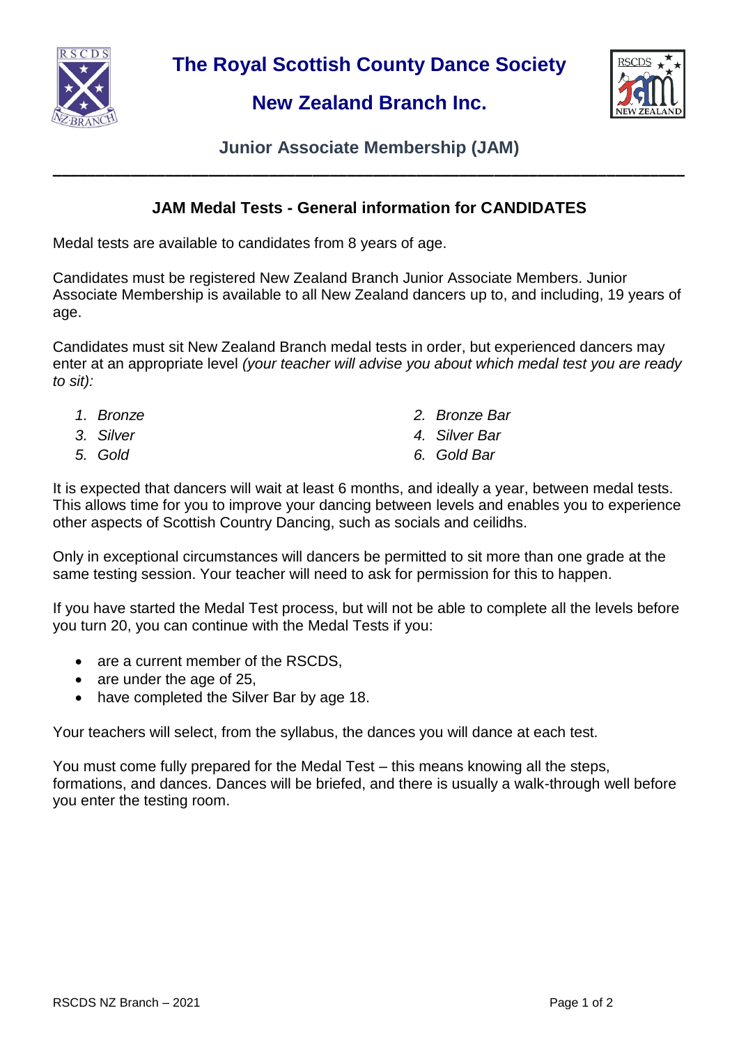# The Royal Scottish County Dance Society

## New Zealand Branch Inc.

### Junior Associate Membership (JAM)

---

### JAM Medal Tests - General information for CANDIDATES

Medal tests are available to candidates from 8 years of age.

Candidates must be registered New Zealand Branch Junior Associate Members. Junior Associate Membership is available to all New Zealand dancers up to, and including, 19 years of age.

Candidates must sit New Zealand Branch medal tests in order, but experienced dancers may enter at an appropriate level *(your teacher will advise you about which medal test you are ready to sit):*

1. *Bronze*
2. *Bronze Bar*
3. *Silver*
4. *Silver Bar*
5. *Gold*
6. *Gold Bar*

It is expected that dancers will wait at least 6 months, and ideally a year, between medal tests. This allows time for you to improve your dancing between levels and enables you to experience other aspects of Scottish Country Dancing, such as socials and ceilidhs.

Only in exceptional circumstances will dancers be permitted to sit more than one grade at the same testing session. Your teacher will need to ask for permission for this to happen.

If you have started the Medal Test process, but will not be able to complete all the levels before you turn 20, you can continue with the Medal Tests if you:

- are a current member of the RSCDS,
- are under the age of 25,
- have completed the Silver Bar by age 18.

Your teachers will select, from the syllabus, the dances you will dance at each test.

You must come fully prepared for the Medal Test – this means knowing all the steps, formations, and dances. Dances will be briefed, and there is usually a walk-through well before you enter the testing room.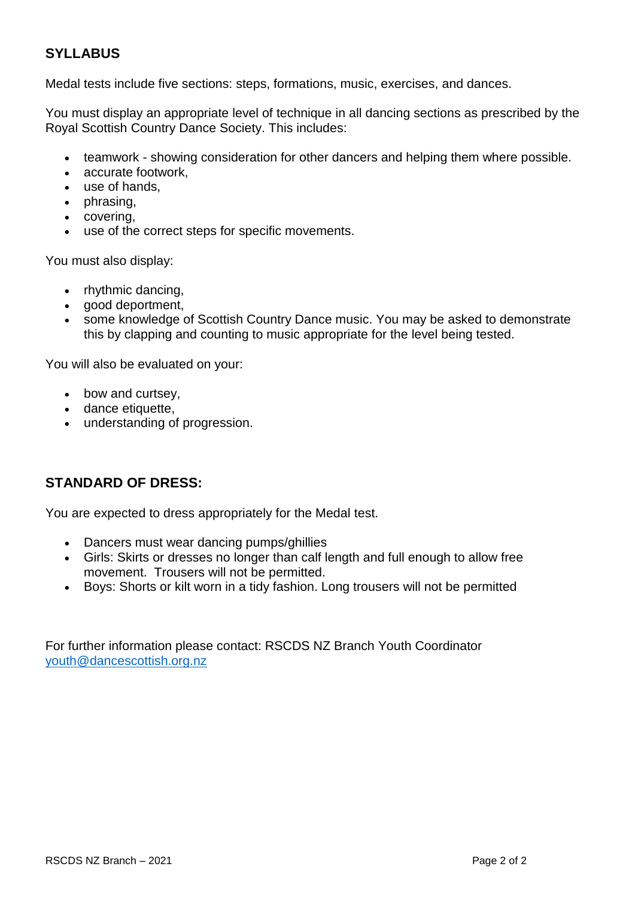## SYLLABUS

Medal tests include five sections: steps, formations, music, exercises, and dances.

You must display an appropriate level of technique in all dancing sections as prescribed by the Royal Scottish Country Dance Society. This includes:

- teamwork - showing consideration for other dancers and helping them where possible.
- accurate footwork,
- use of hands,
- phrasing,
- covering,
- use of the correct steps for specific movements.

You must also display:

- rhythmic dancing,
- good deportment,
- some knowledge of Scottish Country Dance music. You may be asked to demonstrate this by clapping and counting to music appropriate for the level being tested.

You will also be evaluated on your:

- bow and curtsey,
- dance etiquette,
- understanding of progression.

## STANDARD OF DRESS:

You are expected to dress appropriately for the Medal test.

- Dancers must wear dancing pumps/ghillies
- Girls: Skirts or dresses no longer than calf length and full enough to allow free movement. Trousers will not be permitted.
- Boys: Shorts or kilt worn in a tidy fashion. Long trousers will not be permitted

For further information please contact: RSCDS NZ Branch Youth Coordinator
youth@dancescottish.org.nz